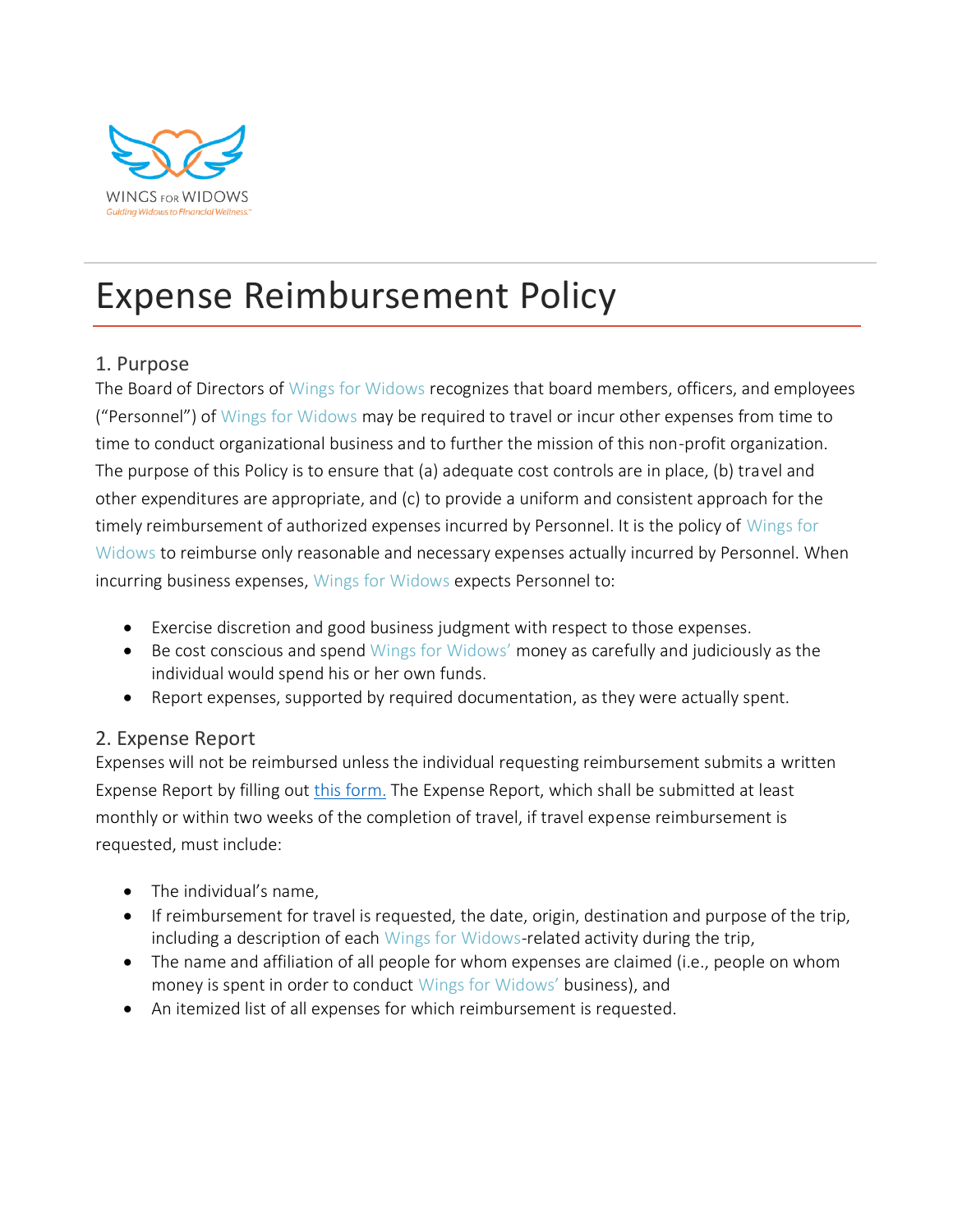WINGS FOR WIDOWS
Guiding Widows to Financial Wellness.™

# Expense Reimbursement Policy

## 1. Purpose

The Board of Directors of Wings for Widows recognizes that board members, officers, and employees ("Personnel") of Wings for Widows may be required to travel or incur other expenses from time to time to conduct organizational business and to further the mission of this non-profit organization. The purpose of this Policy is to ensure that (a) adequate cost controls are in place, (b) travel and other expenditures are appropriate, and (c) to provide a uniform and consistent approach for the timely reimbursement of authorized expenses incurred by Personnel. It is the policy of Wings for Widows to reimburse only reasonable and necessary expenses actually incurred by Personnel. When incurring business expenses, Wings for Widows expects Personnel to:

- Exercise discretion and good business judgment with respect to those expenses.
- Be cost conscious and spend Wings for Widows' money as carefully and judiciously as the individual would spend his or her own funds.
- Report expenses, supported by required documentation, as they were actually spent.

## 2. Expense Report

Expenses will not be reimbursed unless the individual requesting reimbursement submits a written Expense Report by filling out this form. The Expense Report, which shall be submitted at least monthly or within two weeks of the completion of travel, if travel expense reimbursement is requested, must include:

- The individual's name,
- If reimbursement for travel is requested, the date, origin, destination and purpose of the trip, including a description of each Wings for Widows-related activity during the trip,
- The name and affiliation of all people for whom expenses are claimed (i.e., people on whom money is spent in order to conduct Wings for Widows' business), and
- An itemized list of all expenses for which reimbursement is requested.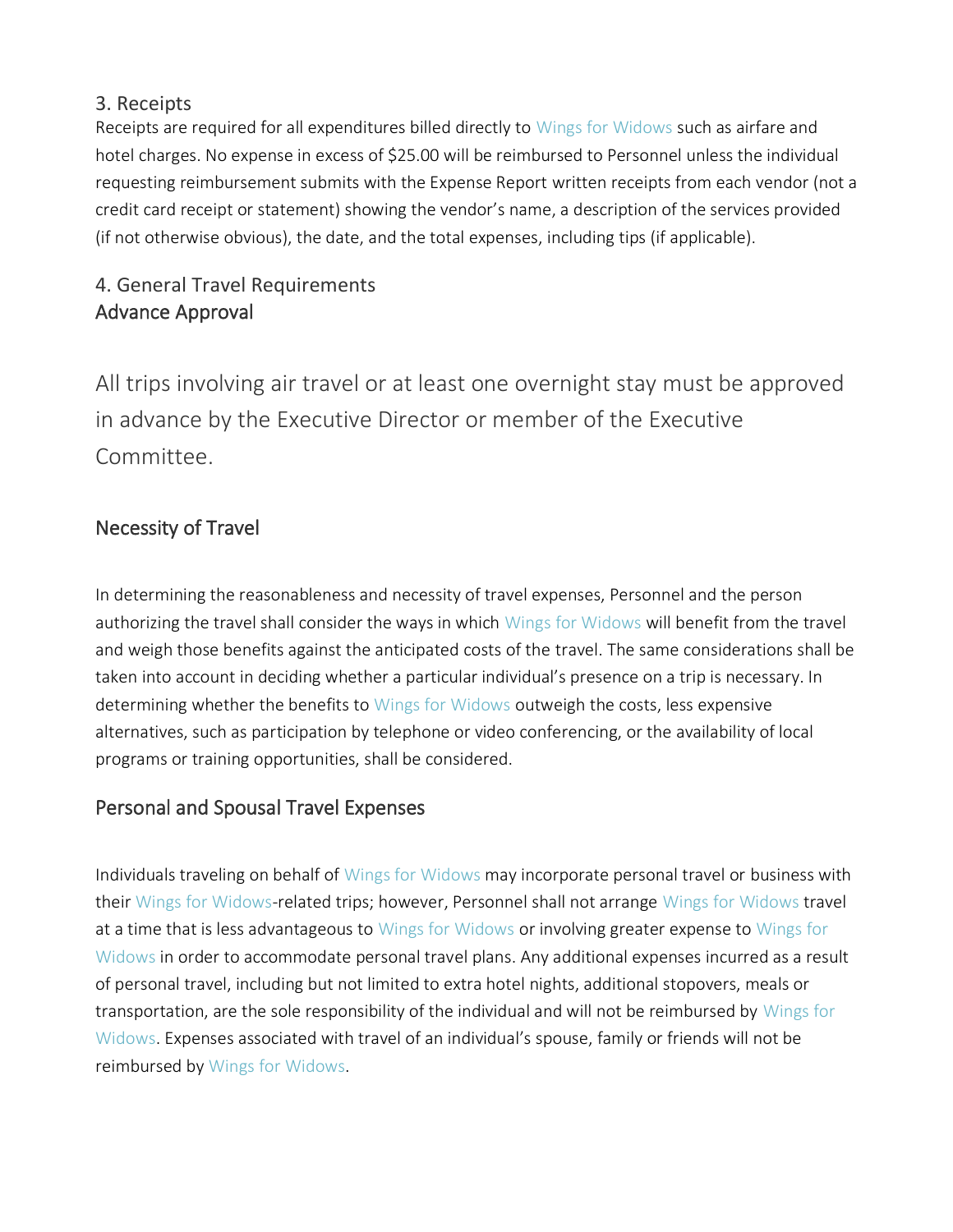## 3. Receipts

Receipts are required for all expenditures billed directly to Wings for Widows such as airfare and hotel charges. No expense in excess of $25.00 will be reimbursed to Personnel unless the individual requesting reimbursement submits with the Expense Report written receipts from each vendor (not a credit card receipt or statement) showing the vendor's name, a description of the services provided (if not otherwise obvious), the date, and the total expenses, including tips (if applicable).

## 4. General Travel Requirements

### Advance Approval

All trips involving air travel or at least one overnight stay must be approved in advance by the Executive Director or member of the Executive Committee.

### Necessity of Travel

In determining the reasonableness and necessity of travel expenses, Personnel and the person authorizing the travel shall consider the ways in which Wings for Widows will benefit from the travel and weigh those benefits against the anticipated costs of the travel. The same considerations shall be taken into account in deciding whether a particular individual's presence on a trip is necessary. In determining whether the benefits to Wings for Widows outweigh the costs, less expensive alternatives, such as participation by telephone or video conferencing, or the availability of local programs or training opportunities, shall be considered.

### Personal and Spousal Travel Expenses

Individuals traveling on behalf of Wings for Widows may incorporate personal travel or business with their Wings for Widows-related trips; however, Personnel shall not arrange Wings for Widows travel at a time that is less advantageous to Wings for Widows or involving greater expense to Wings for Widows in order to accommodate personal travel plans. Any additional expenses incurred as a result of personal travel, including but not limited to extra hotel nights, additional stopovers, meals or transportation, are the sole responsibility of the individual and will not be reimbursed by Wings for Widows. Expenses associated with travel of an individual's spouse, family or friends will not be reimbursed by Wings for Widows.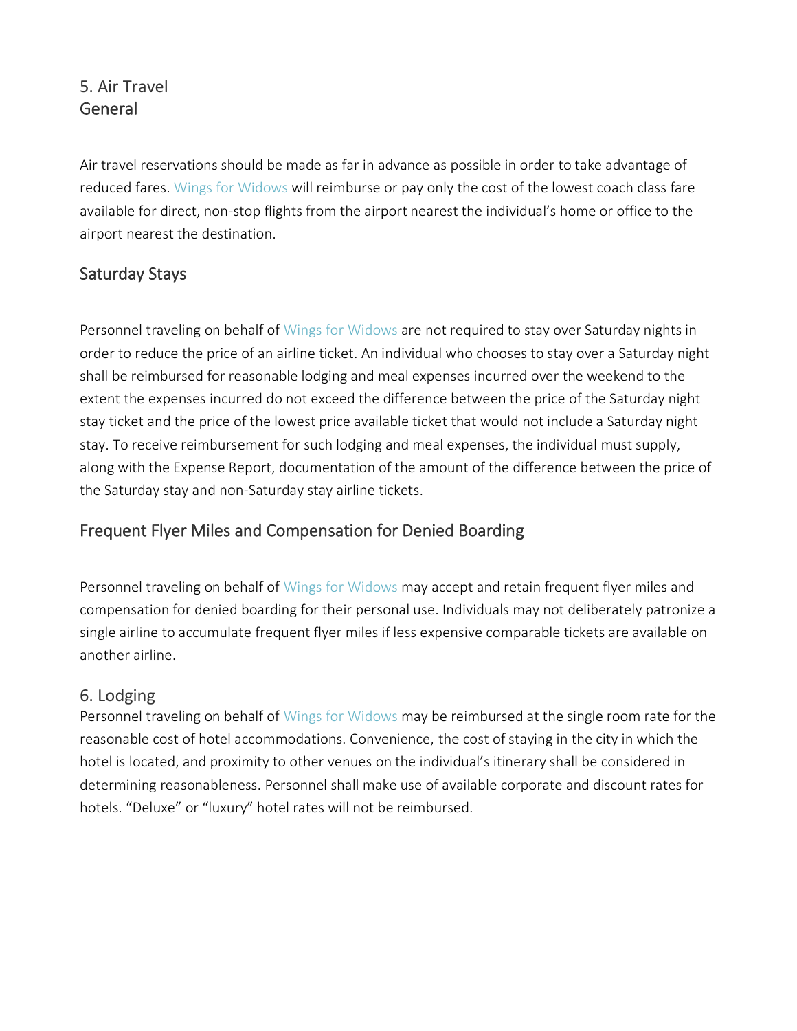## 5. Air Travel

### General

Air travel reservations should be made as far in advance as possible in order to take advantage of reduced fares. Wings for Widows will reimburse or pay only the cost of the lowest coach class fare available for direct, non-stop flights from the airport nearest the individual's home or office to the airport nearest the destination.

### Saturday Stays

Personnel traveling on behalf of Wings for Widows are not required to stay over Saturday nights in order to reduce the price of an airline ticket. An individual who chooses to stay over a Saturday night shall be reimbursed for reasonable lodging and meal expenses incurred over the weekend to the extent the expenses incurred do not exceed the difference between the price of the Saturday night stay ticket and the price of the lowest price available ticket that would not include a Saturday night stay. To receive reimbursement for such lodging and meal expenses, the individual must supply, along with the Expense Report, documentation of the amount of the difference between the price of the Saturday stay and non-Saturday stay airline tickets.

### Frequent Flyer Miles and Compensation for Denied Boarding

Personnel traveling on behalf of Wings for Widows may accept and retain frequent flyer miles and compensation for denied boarding for their personal use. Individuals may not deliberately patronize a single airline to accumulate frequent flyer miles if less expensive comparable tickets are available on another airline.

## 6. Lodging

Personnel traveling on behalf of Wings for Widows may be reimbursed at the single room rate for the reasonable cost of hotel accommodations. Convenience, the cost of staying in the city in which the hotel is located, and proximity to other venues on the individual's itinerary shall be considered in determining reasonableness. Personnel shall make use of available corporate and discount rates for hotels. "Deluxe" or "luxury" hotel rates will not be reimbursed.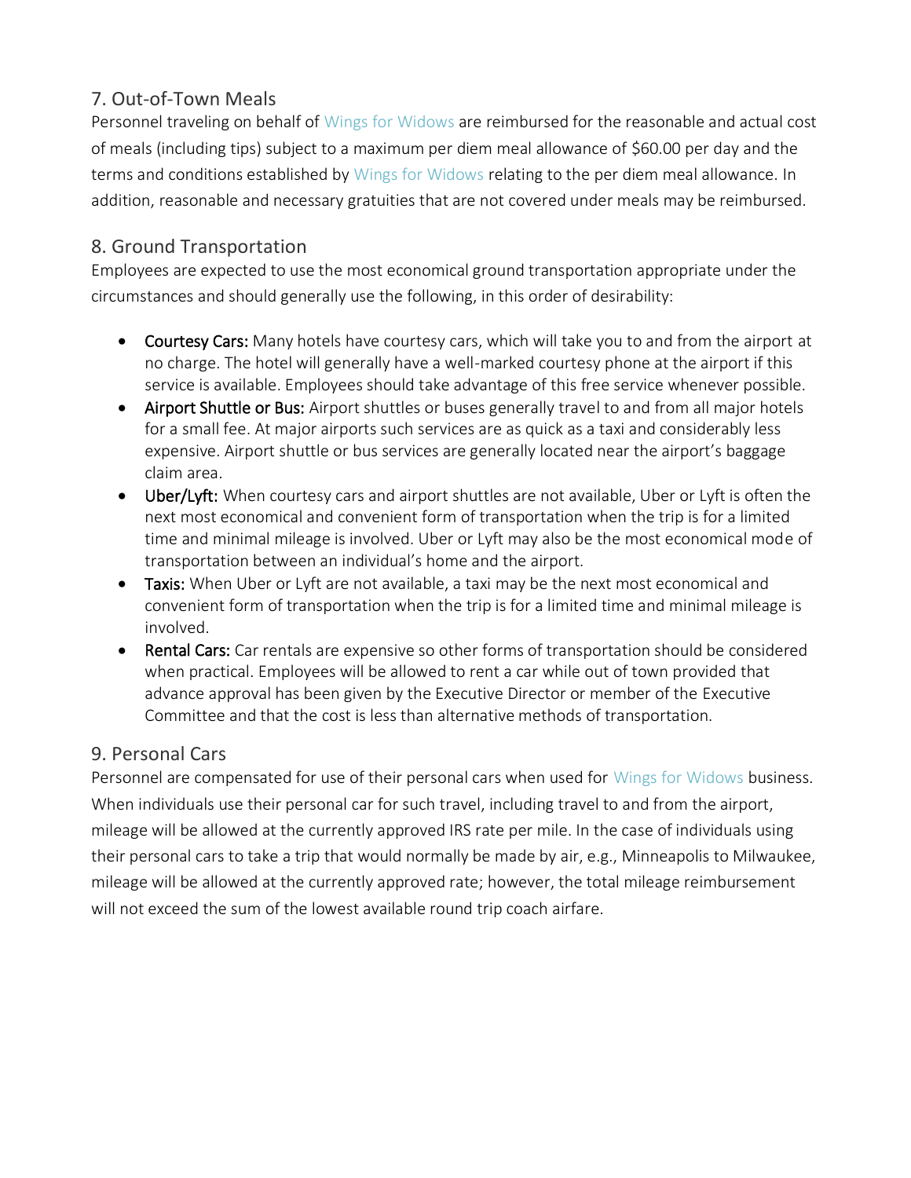## 7. Out-of-Town Meals

Personnel traveling on behalf of Wings for Widows are reimbursed for the reasonable and actual cost of meals (including tips) subject to a maximum per diem meal allowance of $60.00 per day and the terms and conditions established by Wings for Widows relating to the per diem meal allowance. In addition, reasonable and necessary gratuities that are not covered under meals may be reimbursed.

## 8. Ground Transportation

Employees are expected to use the most economical ground transportation appropriate under the circumstances and should generally use the following, in this order of desirability:

- **Courtesy Cars:** Many hotels have courtesy cars, which will take you to and from the airport at no charge. The hotel will generally have a well-marked courtesy phone at the airport if this service is available. Employees should take advantage of this free service whenever possible.
- **Airport Shuttle or Bus:** Airport shuttles or buses generally travel to and from all major hotels for a small fee. At major airports such services are as quick as a taxi and considerably less expensive. Airport shuttle or bus services are generally located near the airport's baggage claim area.
- **Uber/Lyft:** When courtesy cars and airport shuttles are not available, Uber or Lyft is often the next most economical and convenient form of transportation when the trip is for a limited time and minimal mileage is involved. Uber or Lyft may also be the most economical mode of transportation between an individual's home and the airport.
- **Taxis:** When Uber or Lyft are not available, a taxi may be the next most economical and convenient form of transportation when the trip is for a limited time and minimal mileage is involved.
- **Rental Cars:** Car rentals are expensive so other forms of transportation should be considered when practical. Employees will be allowed to rent a car while out of town provided that advance approval has been given by the Executive Director or member of the Executive Committee and that the cost is less than alternative methods of transportation.

## 9. Personal Cars

Personnel are compensated for use of their personal cars when used for Wings for Widows business. When individuals use their personal car for such travel, including travel to and from the airport, mileage will be allowed at the currently approved IRS rate per mile. In the case of individuals using their personal cars to take a trip that would normally be made by air, e.g., Minneapolis to Milwaukee, mileage will be allowed at the currently approved rate; however, the total mileage reimbursement will not exceed the sum of the lowest available round trip coach airfare.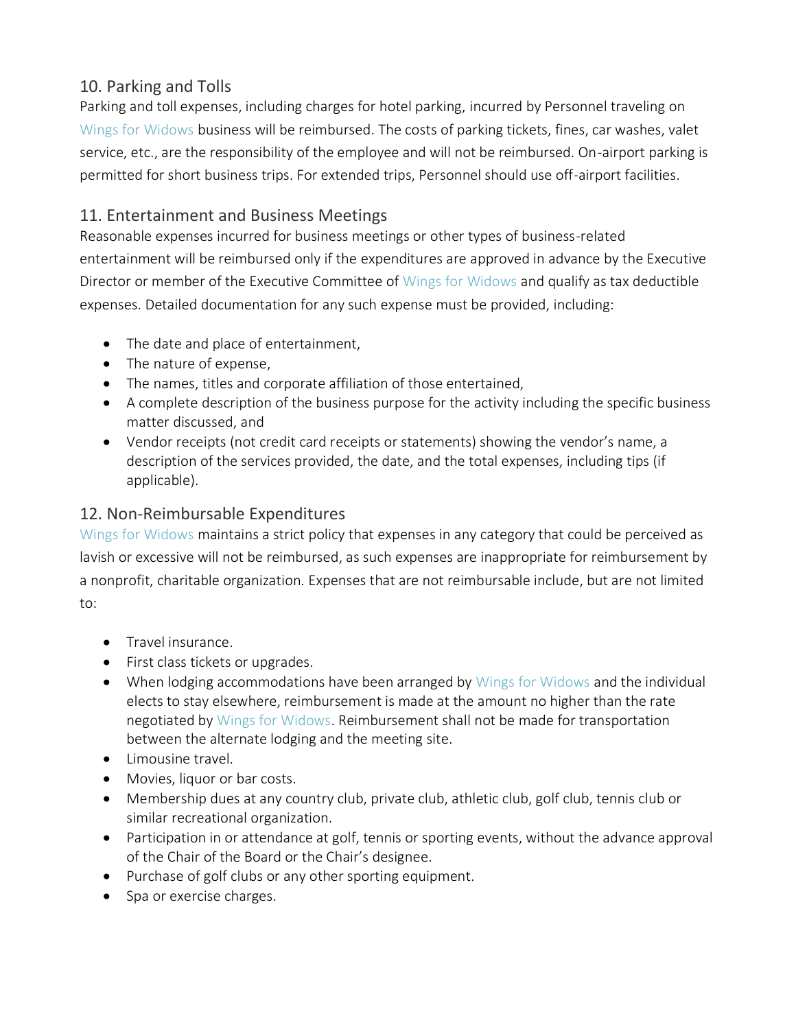## 10. Parking and Tolls

Parking and toll expenses, including charges for hotel parking, incurred by Personnel traveling on Wings for Widows business will be reimbursed. The costs of parking tickets, fines, car washes, valet service, etc., are the responsibility of the employee and will not be reimbursed. On-airport parking is permitted for short business trips. For extended trips, Personnel should use off-airport facilities.

## 11. Entertainment and Business Meetings

Reasonable expenses incurred for business meetings or other types of business-related entertainment will be reimbursed only if the expenditures are approved in advance by the Executive Director or member of the Executive Committee of Wings for Widows and qualify as tax deductible expenses. Detailed documentation for any such expense must be provided, including:

- The date and place of entertainment,
- The nature of expense,
- The names, titles and corporate affiliation of those entertained,
- A complete description of the business purpose for the activity including the specific business matter discussed, and
- Vendor receipts (not credit card receipts or statements) showing the vendor's name, a description of the services provided, the date, and the total expenses, including tips (if applicable).

## 12. Non-Reimbursable Expenditures

Wings for Widows maintains a strict policy that expenses in any category that could be perceived as lavish or excessive will not be reimbursed, as such expenses are inappropriate for reimbursement by a nonprofit, charitable organization. Expenses that are not reimbursable include, but are not limited to:

- Travel insurance.
- First class tickets or upgrades.
- When lodging accommodations have been arranged by Wings for Widows and the individual elects to stay elsewhere, reimbursement is made at the amount no higher than the rate negotiated by Wings for Widows. Reimbursement shall not be made for transportation between the alternate lodging and the meeting site.
- Limousine travel.
- Movies, liquor or bar costs.
- Membership dues at any country club, private club, athletic club, golf club, tennis club or similar recreational organization.
- Participation in or attendance at golf, tennis or sporting events, without the advance approval of the Chair of the Board or the Chair's designee.
- Purchase of golf clubs or any other sporting equipment.
- Spa or exercise charges.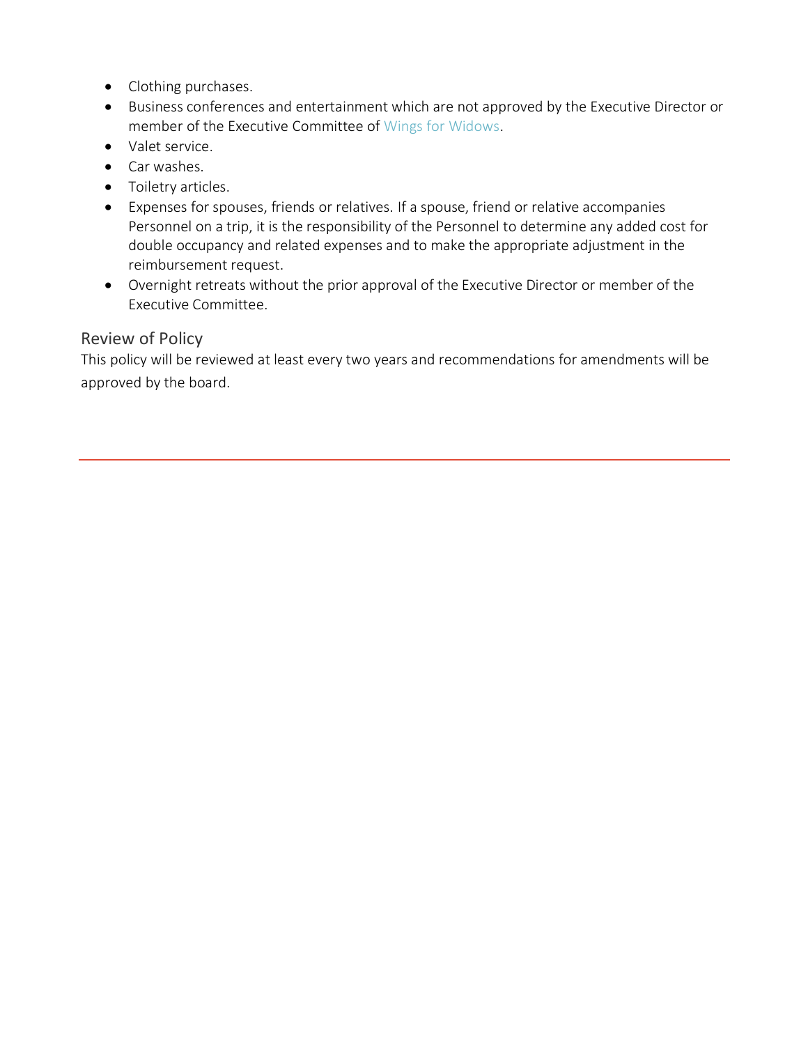- Clothing purchases.
- Business conferences and entertainment which are not approved by the Executive Director or member of the Executive Committee of Wings for Widows.
- Valet service.
- Car washes.
- Toiletry articles.
- Expenses for spouses, friends or relatives. If a spouse, friend or relative accompanies Personnel on a trip, it is the responsibility of the Personnel to determine any added cost for double occupancy and related expenses and to make the appropriate adjustment in the reimbursement request.
- Overnight retreats without the prior approval of the Executive Director or member of the Executive Committee.

## Review of Policy

This policy will be reviewed at least every two years and recommendations for amendments will be approved by the board.